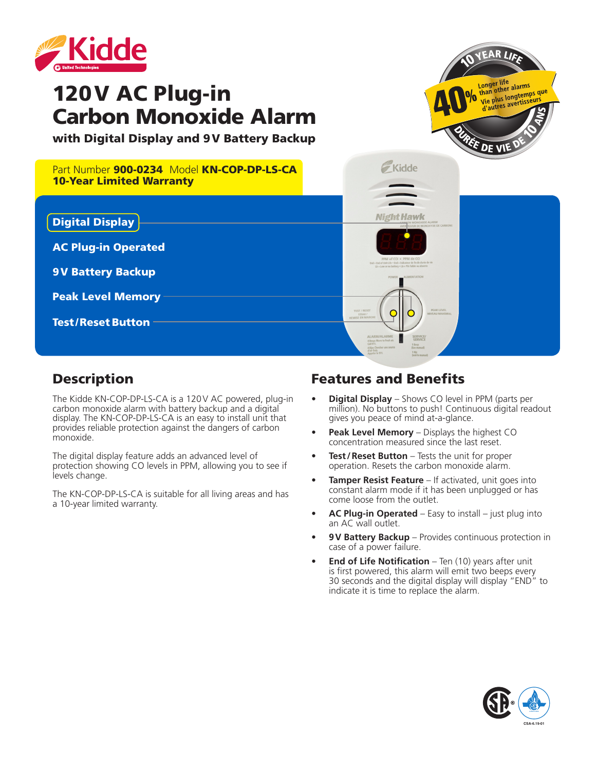# 120 V AC Plug-in Carbon Monoxide Alarm

**with Digital Display and 9 V Battery Backup**

Part Number **900-0234** Model **KN-COP-DP-LS-CA**
**10-Year Limited Warranty**

**10 YEAR LIFE**
**40%** Longer life than other alarms
Vie plus longtemps que d'autres avertisseurs
**DURÉE DE VIE DE 10 ANS**

- **Digital Display**
- **AC Plug-in Operated**
- **9 V Battery Backup**
- **Peak Level Memory**
- **Test/Reset Button**

## Description

The Kidde KN-COP-DP-LS-CA is a 120 V AC powered, plug-in carbon monoxide alarm with battery backup and a digital display. The KN-COP-DP-LS-CA is an easy to install unit that provides reliable protection against the dangers of carbon monoxide.

The digital display feature adds an advanced level of protection showing CO levels in PPM, allowing you to see if levels change.

The KN-COP-DP-LS-CA is suitable for all living areas and has a 10-year limited warranty.

## Features and Benefits

- **Digital Display** – Shows CO level in PPM (parts per million). No buttons to push! Continuous digital readout gives you peace of mind at-a-glance.
- **Peak Level Memory** – Displays the highest CO concentration measured since the last reset.
- **Test/Reset Button** – Tests the unit for proper operation. Resets the carbon monoxide alarm.
- **Tamper Resist Feature** – If activated, unit goes into constant alarm mode if it has been unplugged or has come loose from the outlet.
- **AC Plug-in Operated** – Easy to install – just plug into an AC wall outlet.
- **9 V Battery Backup** – Provides continuous protection in case of a power failure.
- **End of Life Notification** – Ten (10) years after unit is first powered, this alarm will emit two beeps every 30 seconds and the digital display will display "END" to indicate it is time to replace the alarm.

CSA-6.19-01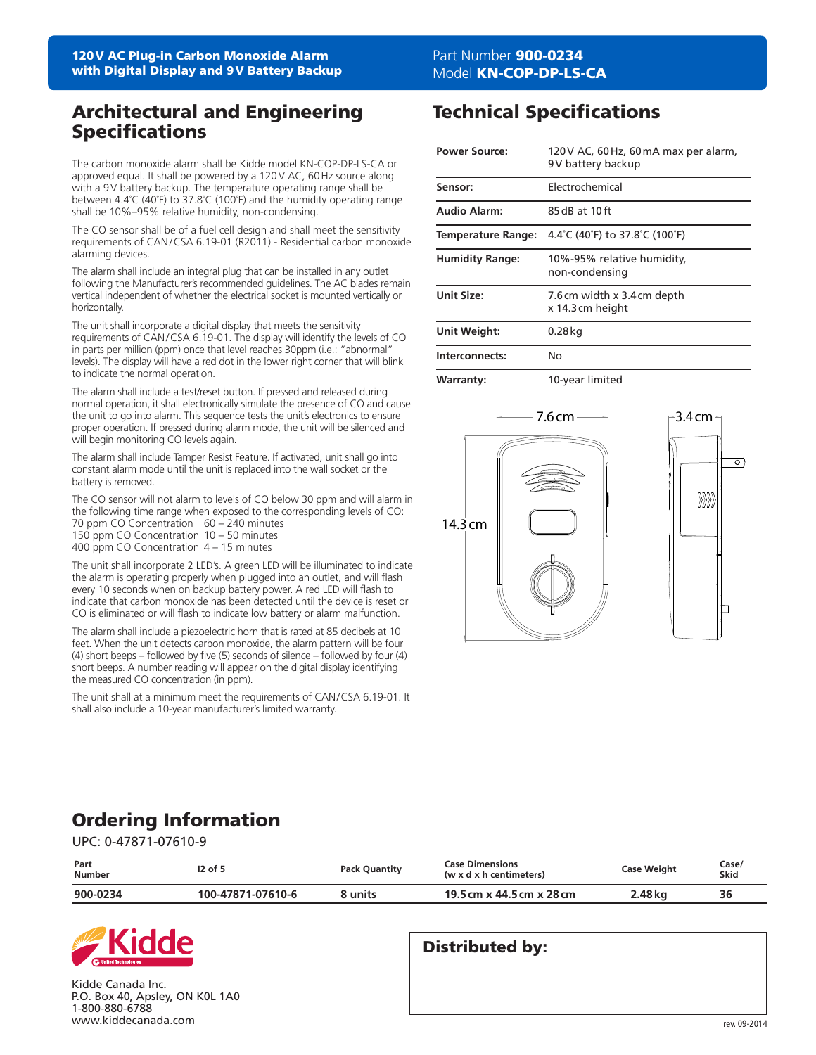**120 V AC Plug-in Carbon Monoxide Alarm with Digital Display and 9 V Battery Backup**

Part Number **900-0234**
Model **KN-COP-DP-LS-CA**

## Architectural and Engineering Specifications

The carbon monoxide alarm shall be Kidde model KN-COP-DP-LS-CA or approved equal. It shall be powered by a 120 V AC, 60 Hz source along with a 9 V battery backup. The temperature operating range shall be between 4.4˚C (40˚F) to 37.8˚C (100˚F) and the humidity operating range shall be 10%–95% relative humidity, non-condensing.

The CO sensor shall be of a fuel cell design and shall meet the sensitivity requirements of CAN/CSA 6.19-01 (R2011) - Residential carbon monoxide alarming devices.

The alarm shall include an integral plug that can be installed in any outlet following the Manufacturer's recommended guidelines. The AC blades remain vertical independent of whether the electrical socket is mounted vertically or horizontally.

The unit shall incorporate a digital display that meets the sensitivity requirements of CAN/CSA 6.19-01. The display will identify the levels of CO in parts per million (ppm) once that level reaches 30ppm (i.e.: "abnormal" levels). The display will have a red dot in the lower right corner that will blink to indicate the normal operation.

The alarm shall include a test/reset button. If pressed and released during normal operation, it shall electronically simulate the presence of CO and cause the unit to go into alarm. This sequence tests the unit's electronics to ensure proper operation. If pressed during alarm mode, the unit will be silenced and will begin monitoring CO levels again.

The alarm shall include Tamper Resist Feature. If activated, unit shall go into constant alarm mode until the unit is replaced into the wall socket or the battery is removed.

The CO sensor will not alarm to levels of CO below 30 ppm and will alarm in the following time range when exposed to the corresponding levels of CO:
70 ppm CO Concentration 60 – 240 minutes
150 ppm CO Concentration 10 – 50 minutes
400 ppm CO Concentration 4 – 15 minutes

The unit shall incorporate 2 LED's. A green LED will be illuminated to indicate the alarm is operating properly when plugged into an outlet, and will flash every 10 seconds when on backup battery power. A red LED will flash to indicate that carbon monoxide has been detected until the device is reset or CO is eliminated or will flash to indicate low battery or alarm malfunction.

The alarm shall include a piezoelectric horn that is rated at 85 decibels at 10 feet. When the unit detects carbon monoxide, the alarm pattern will be four (4) short beeps – followed by five (5) seconds of silence – followed by four (4) short beeps. A number reading will appear on the digital display identifying the measured CO concentration (in ppm).

The unit shall at a minimum meet the requirements of CAN/CSA 6.19-01. It shall also include a 10-year manufacturer's limited warranty.

## Technical Specifications

| | |
|---|---|
| **Power Source:** | 120 V AC, 60 Hz, 60 mA max per alarm, 9 V battery backup |
| **Sensor:** | Electrochemical |
| **Audio Alarm:** | 85 dB at 10 ft |
| **Temperature Range:** | 4.4˚C (40˚F) to 37.8˚C (100˚F) |
| **Humidity Range:** | 10%-95% relative humidity, non-condensing |
| **Unit Size:** | 7.6 cm width x 3.4 cm depth x 14.3 cm height |
| **Unit Weight:** | 0.28 kg |
| **Interconnects:** | No |
| **Warranty:** | 10-year limited |

7.6 cm
14.3 cm
3.4 cm

## Ordering Information

UPC: 0-47871-07610-9

| Part Number | I2 of 5 | Pack Quantity | Case Dimensions (w x d x h centimeters) | Case Weight | Case/ Skid |
|---|---|---|---|---|---|
| **900-0234** | **100-47871-07610-6** | **8 units** | **19.5 cm x 44.5 cm x 28 cm** | **2.48 kg** | **36** |

Kidde

Kidde Canada Inc.
P.O. Box 40, Apsley, ON K0L 1A0
1-800-880-6788
www.kiddecanada.com

**Distributed by:**

rev. 09-2014